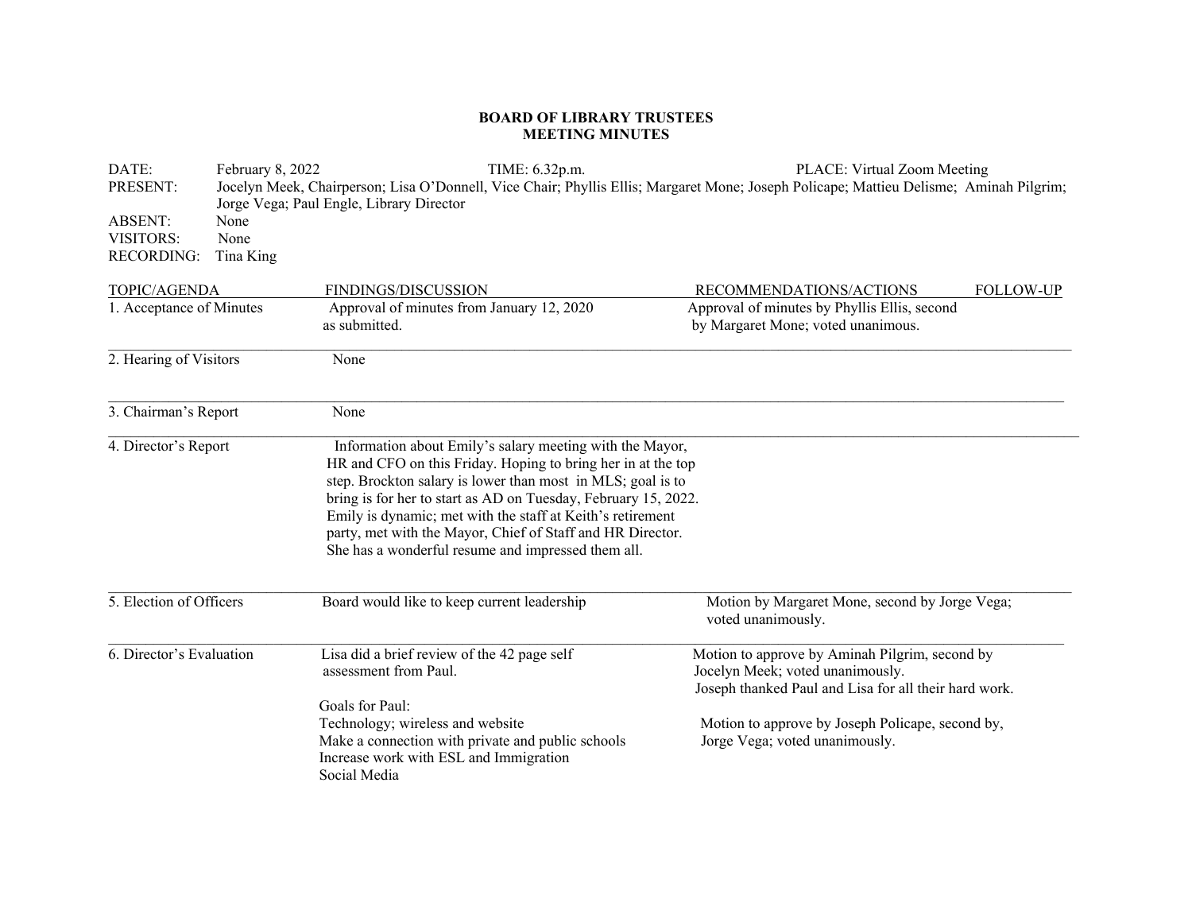**BOARD OF LIBRARY TRUSTEES**
**MEETING MINUTES**

DATE: February 8, 2022 TIME: 6.32p.m. PLACE: Virtual Zoom Meeting
PRESENT: Jocelyn Meek, Chairperson; Lisa O'Donnell, Vice Chair; Phyllis Ellis; Margaret Mone; Joseph Policape; Mattieu Delisme; Aminah Pilgrim; Jorge Vega; Paul Engle, Library Director
ABSENT: None
VISITORS: None
RECORDING: Tina King

| TOPIC/AGENDA | FINDINGS/DISCUSSION | RECOMMENDATIONS/ACTIONS | FOLLOW-UP |
|---|---|---|---|
| 1. Acceptance of Minutes | Approval of minutes from January 12, 2020 as submitted. | Approval of minutes by Phyllis Ellis, second by Margaret Mone; voted unanimous. | |
| 2. Hearing of Visitors | None | | |
| 3. Chairman's Report | None | | |
| 4. Director's Report | Information about Emily's salary meeting with the Mayor, HR and CFO on this Friday. Hoping to bring her in at the top step. Brockton salary is lower than most in MLS; goal is to bring is for her to start as AD on Tuesday, February 15, 2022. Emily is dynamic; met with the staff at Keith's retirement party, met with the Mayor, Chief of Staff and HR Director. She has a wonderful resume and impressed them all. | | |
| 5. Election of Officers | Board would like to keep current leadership | Motion by Margaret Mone, second by Jorge Vega; voted unanimously. | |
| 6. Director's Evaluation | Lisa did a brief review of the 42 page self assessment from Paul.<br><br>Goals for Paul:<br>Technology; wireless and website<br>Make a connection with private and public schools<br>Increase work with ESL and Immigration<br>Social Media | Motion to approve by Aminah Pilgrim, second by Jocelyn Meek; voted unanimously.<br>Joseph thanked Paul and Lisa for all their hard work.<br><br>Motion to approve by Joseph Policape, second by, Jorge Vega; voted unanimously. | |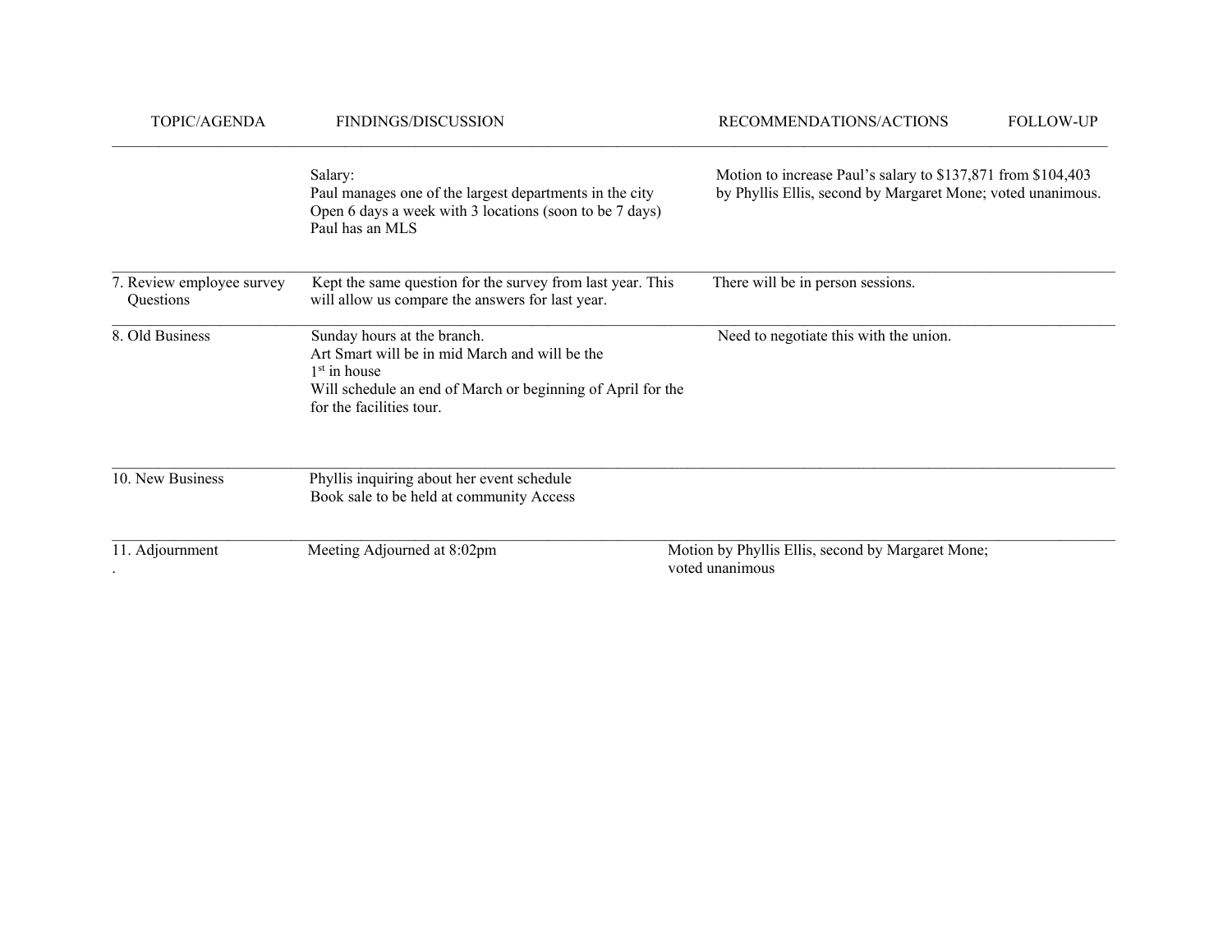| TOPIC/AGENDA | FINDINGS/DISCUSSION | RECOMMENDATIONS/ACTIONS | FOLLOW-UP |
|---|---|---|---|
| | Salary:<br>Paul manages one of the largest departments in the city<br>Open 6 days a week with 3 locations (soon to be 7 days)<br>Paul has an MLS | Motion to increase Paul's salary to $137,871 from $104,403 by Phyllis Ellis, second by Margaret Mone; voted unanimous. | |
| 7. Review employee survey Questions | Kept the same question for the survey from last year. This will allow us compare the answers for last year. | There will be in person sessions. | |
| 8. Old Business | Sunday hours at the branch.<br>Art Smart will be in mid March and will be the 1st in house<br>Will schedule an end of March or beginning of April for the for the facilities tour. | Need to negotiate this with the union. | |
| 10. New Business | Phyllis inquiring about her event schedule<br>Book sale to be held at community Access | | |
| 11. Adjournment<br>. | Meeting Adjourned at 8:02pm | Motion by Phyllis Ellis, second by Margaret Mone; voted unanimous | |